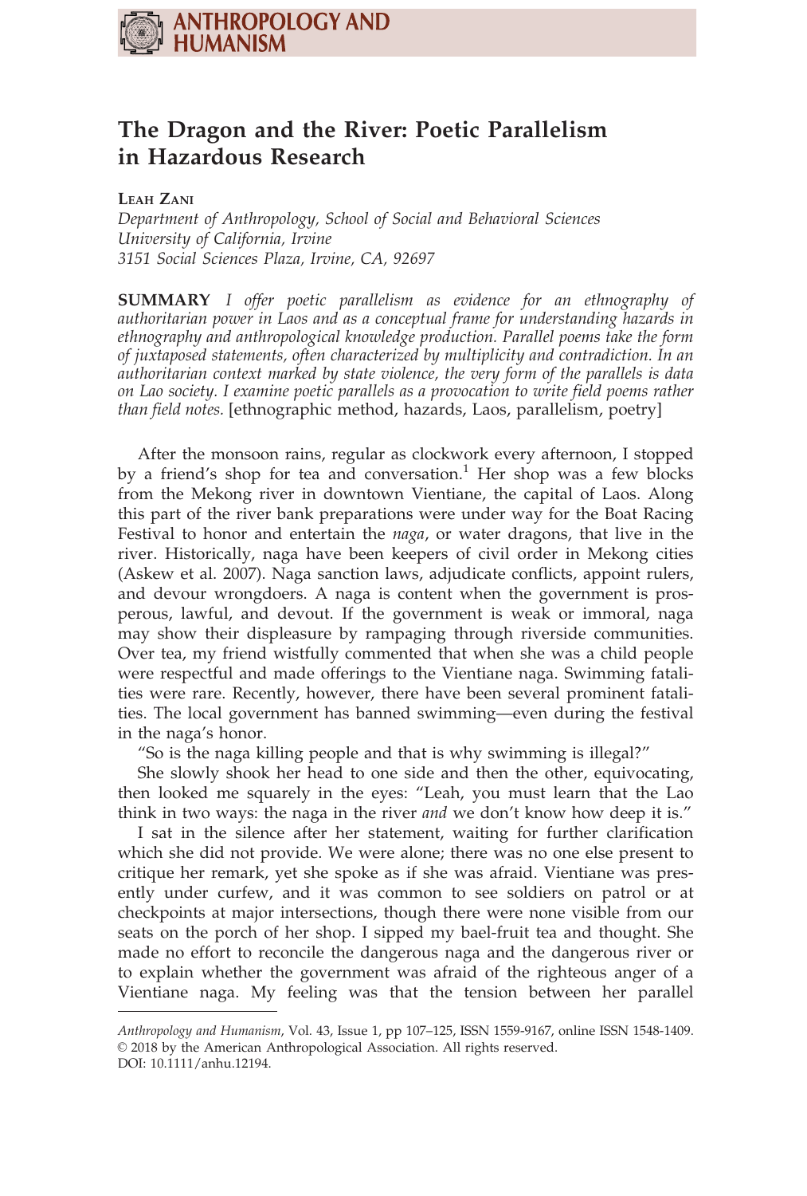# The Dragon and the River: Poetic Parallelism in Hazardous Research

**Leah Zani**

*Department of Anthropology, School of Social and Behavioral Sciences*
*University of California, Irvine*
*3151 Social Sciences Plaza, Irvine, CA, 92697*

**SUMMARY** *I offer poetic parallelism as evidence for an ethnography of authoritarian power in Laos and as a conceptual frame for understanding hazards in ethnography and anthropological knowledge production. Parallel poems take the form of juxtaposed statements, often characterized by multiplicity and contradiction. In an authoritarian context marked by state violence, the very form of the parallels is data on Lao society. I examine poetic parallels as a provocation to write field poems rather than field notes.* [ethnographic method, hazards, Laos, parallelism, poetry]

After the monsoon rains, regular as clockwork every afternoon, I stopped by a friend's shop for tea and conversation.[1] Her shop was a few blocks from the Mekong river in downtown Vientiane, the capital of Laos. Along this part of the river bank preparations were under way for the Boat Racing Festival to honor and entertain the *naga*, or water dragons, that live in the river. Historically, naga have been keepers of civil order in Mekong cities (Askew et al. 2007). Naga sanction laws, adjudicate conflicts, appoint rulers, and devour wrongdoers. A naga is content when the government is prosperous, lawful, and devout. If the government is weak or immoral, naga may show their displeasure by rampaging through riverside communities. Over tea, my friend wistfully commented that when she was a child people were respectful and made offerings to the Vientiane naga. Swimming fatalities were rare. Recently, however, there have been several prominent fatalities. The local government has banned swimming—even during the festival in the naga's honor.

"So is the naga killing people and that is why swimming is illegal?"

She slowly shook her head to one side and then the other, equivocating, then looked me squarely in the eyes: "Leah, you must learn that the Lao think in two ways: the naga in the river *and* we don't know how deep it is."

I sat in the silence after her statement, waiting for further clarification which she did not provide. We were alone; there was no one else present to critique her remark, yet she spoke as if she was afraid. Vientiane was presently under curfew, and it was common to see soldiers on patrol or at checkpoints at major intersections, though there were none visible from our seats on the porch of her shop. I sipped my bael-fruit tea and thought. She made no effort to reconcile the dangerous naga and the dangerous river or to explain whether the government was afraid of the righteous anger of a Vientiane naga. My feeling was that the tension between her parallel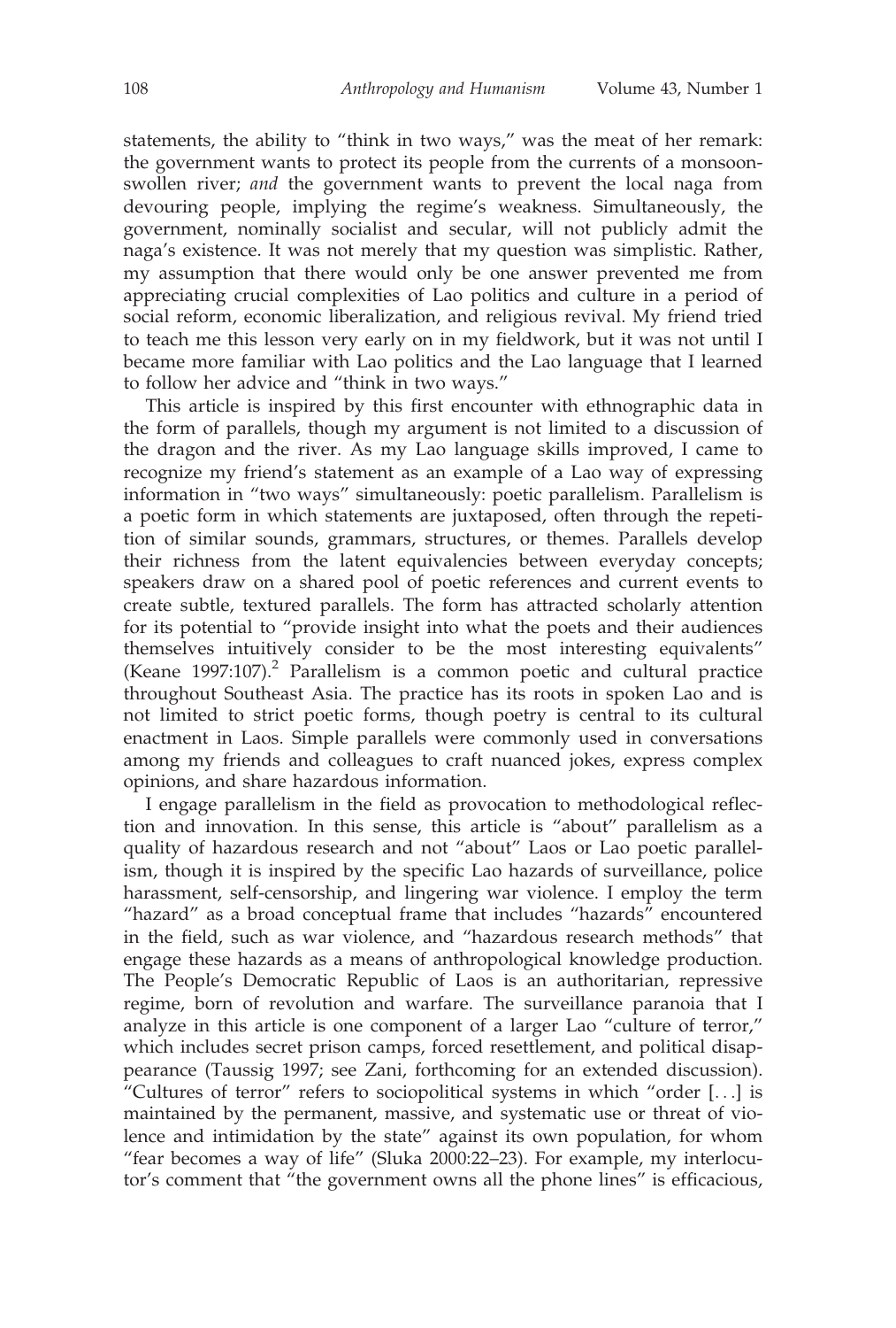statements, the ability to "think in two ways," was the meat of her remark: the government wants to protect its people from the currents of a monsoon-swollen river; *and* the government wants to prevent the local naga from devouring people, implying the regime's weakness. Simultaneously, the government, nominally socialist and secular, will not publicly admit the naga's existence. It was not merely that my question was simplistic. Rather, my assumption that there would only be one answer prevented me from appreciating crucial complexities of Lao politics and culture in a period of social reform, economic liberalization, and religious revival. My friend tried to teach me this lesson very early on in my fieldwork, but it was not until I became more familiar with Lao politics and the Lao language that I learned to follow her advice and "think in two ways."

This article is inspired by this first encounter with ethnographic data in the form of parallels, though my argument is not limited to a discussion of the dragon and the river. As my Lao language skills improved, I came to recognize my friend's statement as an example of a Lao way of expressing information in "two ways" simultaneously: poetic parallelism. Parallelism is a poetic form in which statements are juxtaposed, often through the repetition of similar sounds, grammars, structures, or themes. Parallels develop their richness from the latent equivalencies between everyday concepts; speakers draw on a shared pool of poetic references and current events to create subtle, textured parallels. The form has attracted scholarly attention for its potential to "provide insight into what the poets and their audiences themselves intuitively consider to be the most interesting equivalents" (Keane 1997:107).[2] Parallelism is a common poetic and cultural practice throughout Southeast Asia. The practice has its roots in spoken Lao and is not limited to strict poetic forms, though poetry is central to its cultural enactment in Laos. Simple parallels were commonly used in conversations among my friends and colleagues to craft nuanced jokes, express complex opinions, and share hazardous information.

I engage parallelism in the field as provocation to methodological reflection and innovation. In this sense, this article is "about" parallelism as a quality of hazardous research and not "about" Laos or Lao poetic parallelism, though it is inspired by the specific Lao hazards of surveillance, police harassment, self-censorship, and lingering war violence. I employ the term "hazard" as a broad conceptual frame that includes "hazards" encountered in the field, such as war violence, and "hazardous research methods" that engage these hazards as a means of anthropological knowledge production. The People's Democratic Republic of Laos is an authoritarian, repressive regime, born of revolution and warfare. The surveillance paranoia that I analyze in this article is one component of a larger Lao "culture of terror," which includes secret prison camps, forced resettlement, and political disappearance (Taussig 1997; see Zani, forthcoming for an extended discussion). "Cultures of terror" refers to sociopolitical systems in which "order [...] is maintained by the permanent, massive, and systematic use or threat of violence and intimidation by the state" against its own population, for whom "fear becomes a way of life" (Sluka 2000:22–23). For example, my interlocutor's comment that "the government owns all the phone lines" is efficacious,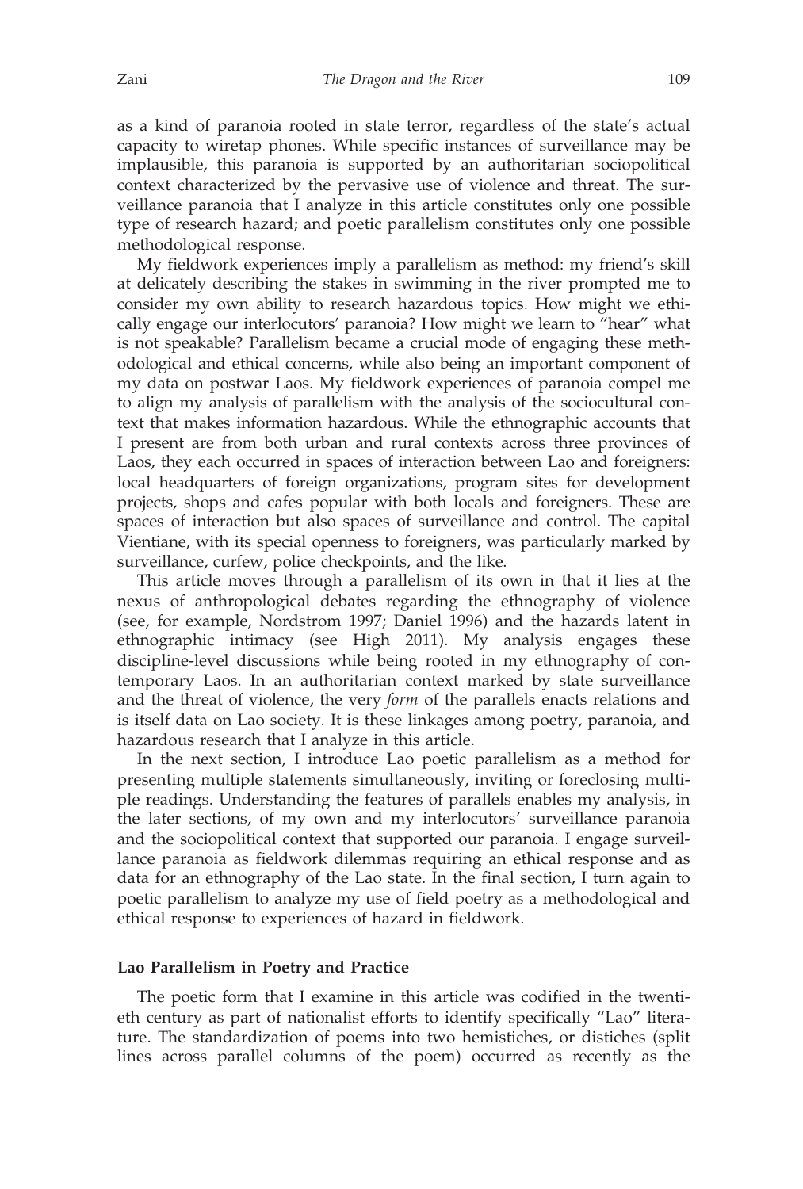as a kind of paranoia rooted in state terror, regardless of the state's actual capacity to wiretap phones. While specific instances of surveillance may be implausible, this paranoia is supported by an authoritarian sociopolitical context characterized by the pervasive use of violence and threat. The surveillance paranoia that I analyze in this article constitutes only one possible type of research hazard; and poetic parallelism constitutes only one possible methodological response.

My fieldwork experiences imply a parallelism as method: my friend's skill at delicately describing the stakes in swimming in the river prompted me to consider my own ability to research hazardous topics. How might we ethically engage our interlocutors' paranoia? How might we learn to "hear" what is not speakable? Parallelism became a crucial mode of engaging these methodological and ethical concerns, while also being an important component of my data on postwar Laos. My fieldwork experiences of paranoia compel me to align my analysis of parallelism with the analysis of the sociocultural context that makes information hazardous. While the ethnographic accounts that I present are from both urban and rural contexts across three provinces of Laos, they each occurred in spaces of interaction between Lao and foreigners: local headquarters of foreign organizations, program sites for development projects, shops and cafes popular with both locals and foreigners. These are spaces of interaction but also spaces of surveillance and control. The capital Vientiane, with its special openness to foreigners, was particularly marked by surveillance, curfew, police checkpoints, and the like.

This article moves through a parallelism of its own in that it lies at the nexus of anthropological debates regarding the ethnography of violence (see, for example, Nordstrom 1997; Daniel 1996) and the hazards latent in ethnographic intimacy (see High 2011). My analysis engages these discipline-level discussions while being rooted in my ethnography of contemporary Laos. In an authoritarian context marked by state surveillance and the threat of violence, the very *form* of the parallels enacts relations and is itself data on Lao society. It is these linkages among poetry, paranoia, and hazardous research that I analyze in this article.

In the next section, I introduce Lao poetic parallelism as a method for presenting multiple statements simultaneously, inviting or foreclosing multiple readings. Understanding the features of parallels enables my analysis, in the later sections, of my own and my interlocutors' surveillance paranoia and the sociopolitical context that supported our paranoia. I engage surveillance paranoia as fieldwork dilemmas requiring an ethical response and as data for an ethnography of the Lao state. In the final section, I turn again to poetic parallelism to analyze my use of field poetry as a methodological and ethical response to experiences of hazard in fieldwork.

## Lao Parallelism in Poetry and Practice

The poetic form that I examine in this article was codified in the twentieth century as part of nationalist efforts to identify specifically "Lao" literature. The standardization of poems into two hemistiches, or distiches (split lines across parallel columns of the poem) occurred as recently as the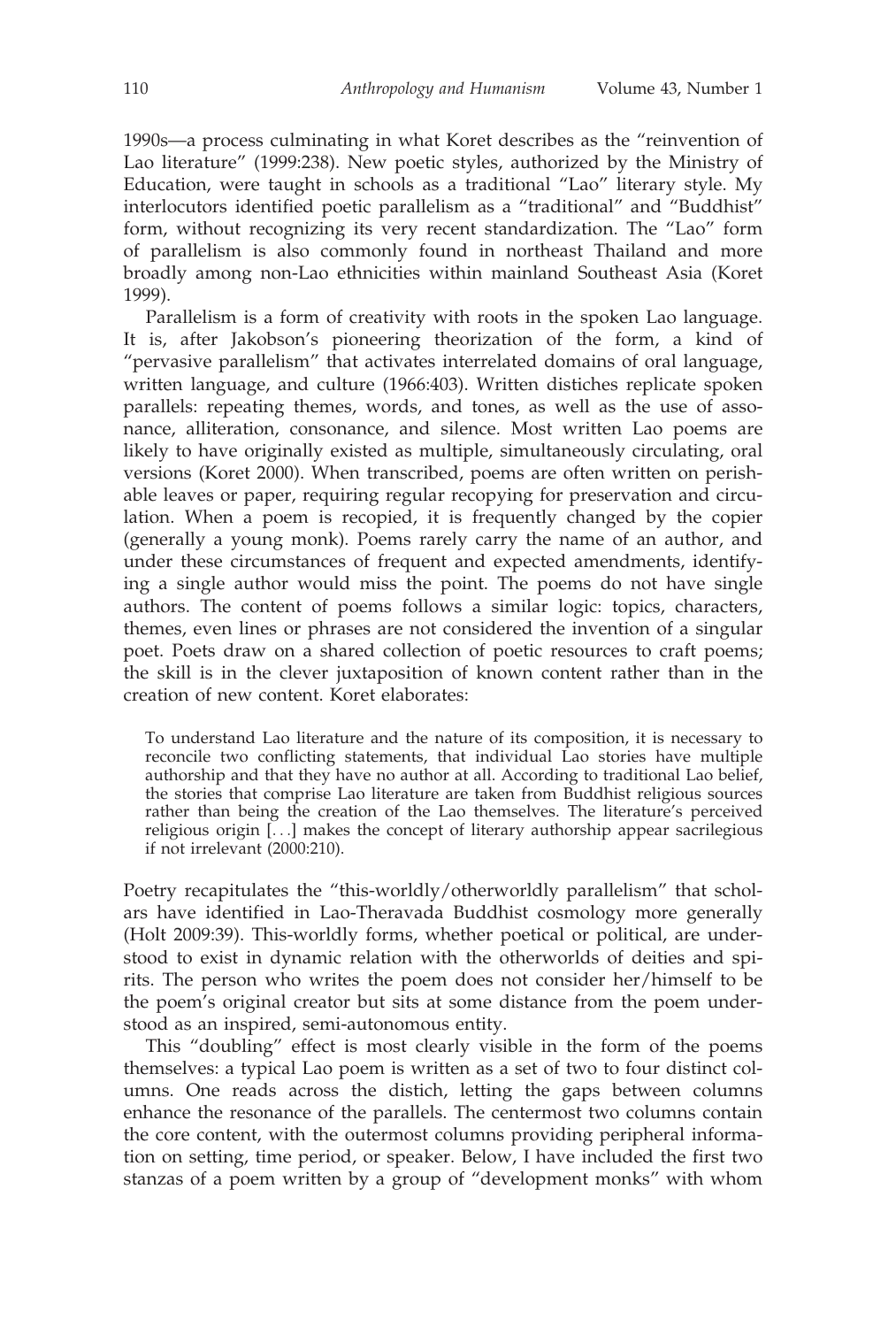1990s—a process culminating in what Koret describes as the "reinvention of Lao literature" (1999:238). New poetic styles, authorized by the Ministry of Education, were taught in schools as a traditional "Lao" literary style. My interlocutors identified poetic parallelism as a "traditional" and "Buddhist" form, without recognizing its very recent standardization. The "Lao" form of parallelism is also commonly found in northeast Thailand and more broadly among non-Lao ethnicities within mainland Southeast Asia (Koret 1999).

Parallelism is a form of creativity with roots in the spoken Lao language. It is, after Jakobson's pioneering theorization of the form, a kind of "pervasive parallelism" that activates interrelated domains of oral language, written language, and culture (1966:403). Written distiches replicate spoken parallels: repeating themes, words, and tones, as well as the use of assonance, alliteration, consonance, and silence. Most written Lao poems are likely to have originally existed as multiple, simultaneously circulating, oral versions (Koret 2000). When transcribed, poems are often written on perishable leaves or paper, requiring regular recopying for preservation and circulation. When a poem is recopied, it is frequently changed by the copier (generally a young monk). Poems rarely carry the name of an author, and under these circumstances of frequent and expected amendments, identifying a single author would miss the point. The poems do not have single authors. The content of poems follows a similar logic: topics, characters, themes, even lines or phrases are not considered the invention of a singular poet. Poets draw on a shared collection of poetic resources to craft poems; the skill is in the clever juxtaposition of known content rather than in the creation of new content. Koret elaborates:

> To understand Lao literature and the nature of its composition, it is necessary to reconcile two conflicting statements, that individual Lao stories have multiple authorship and that they have no author at all. According to traditional Lao belief, the stories that comprise Lao literature are taken from Buddhist religious sources rather than being the creation of the Lao themselves. The literature's perceived religious origin [...] makes the concept of literary authorship appear sacrilegious if not irrelevant (2000:210).

Poetry recapitulates the "this-worldly/otherworldly parallelism" that scholars have identified in Lao-Theravada Buddhist cosmology more generally (Holt 2009:39). This-worldly forms, whether poetical or political, are understood to exist in dynamic relation with the otherworlds of deities and spirits. The person who writes the poem does not consider her/himself to be the poem's original creator but sits at some distance from the poem understood as an inspired, semi-autonomous entity.

This "doubling" effect is most clearly visible in the form of the poems themselves: a typical Lao poem is written as a set of two to four distinct columns. One reads across the distich, letting the gaps between columns enhance the resonance of the parallels. The centermost two columns contain the core content, with the outermost columns providing peripheral information on setting, time period, or speaker. Below, I have included the first two stanzas of a poem written by a group of "development monks" with whom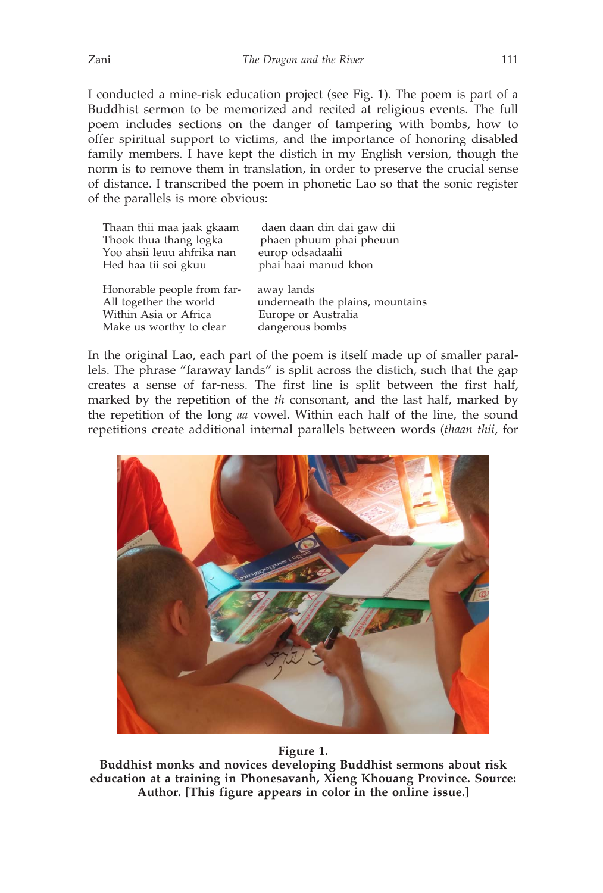I conducted a mine-risk education project (see Fig. 1). The poem is part of a Buddhist sermon to be memorized and recited at religious events. The full poem includes sections on the danger of tampering with bombs, how to offer spiritual support to victims, and the importance of honoring disabled family members. I have kept the distich in my English version, though the norm is to remove them in translation, in order to preserve the crucial sense of distance. I transcribed the poem in phonetic Lao so that the sonic register of the parallels is more obvious:

| | |
|---|---|
| Thaan thii maa jaak gkaam | daen daan din dai gaw dii |
| Thook thua thang logka | phaen phuum phai pheuun |
| Yoo ahsii leuu ahfrika nan | europ odsadaalii |
| Hed haa tii soi gkuu | phai haai manud khon |

| | |
|---|---|
| Honorable people from far- | away lands |
| All together the world | underneath the plains, mountains |
| Within Asia or Africa | Europe or Australia |
| Make us worthy to clear | dangerous bombs |

In the original Lao, each part of the poem is itself made up of smaller parallels. The phrase "faraway lands" is split across the distich, such that the gap creates a sense of far-ness. The first line is split between the first half, marked by the repetition of the *th* consonant, and the last half, marked by the repetition of the long *aa* vowel. Within each half of the line, the sound repetitions create additional internal parallels between words (*thaan thii*, for

**Figure 1.**
**Buddhist monks and novices developing Buddhist sermons about risk education at a training in Phonesavanh, Xieng Khouang Province. Source: Author. [This figure appears in color in the online issue.]**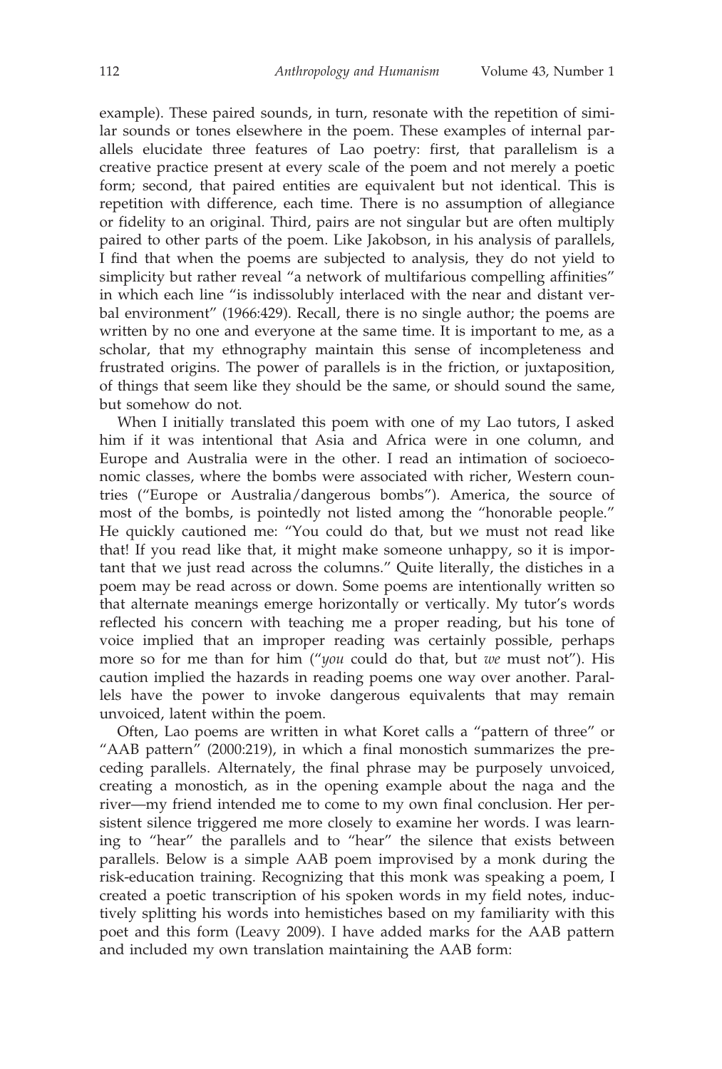example). These paired sounds, in turn, resonate with the repetition of similar sounds or tones elsewhere in the poem. These examples of internal parallels elucidate three features of Lao poetry: first, that parallelism is a creative practice present at every scale of the poem and not merely a poetic form; second, that paired entities are equivalent but not identical. This is repetition with difference, each time. There is no assumption of allegiance or fidelity to an original. Third, pairs are not singular but are often multiply paired to other parts of the poem. Like Jakobson, in his analysis of parallels, I find that when the poems are subjected to analysis, they do not yield to simplicity but rather reveal "a network of multifarious compelling affinities" in which each line "is indissolubly interlaced with the near and distant verbal environment" (1966:429). Recall, there is no single author; the poems are written by no one and everyone at the same time. It is important to me, as a scholar, that my ethnography maintain this sense of incompleteness and frustrated origins. The power of parallels is in the friction, or juxtaposition, of things that seem like they should be the same, or should sound the same, but somehow do not.

When I initially translated this poem with one of my Lao tutors, I asked him if it was intentional that Asia and Africa were in one column, and Europe and Australia were in the other. I read an intimation of socioeconomic classes, where the bombs were associated with richer, Western countries ("Europe or Australia/dangerous bombs"). America, the source of most of the bombs, is pointedly not listed among the "honorable people." He quickly cautioned me: "You could do that, but we must not read like that! If you read like that, it might make someone unhappy, so it is important that we just read across the columns." Quite literally, the distiches in a poem may be read across or down. Some poems are intentionally written so that alternate meanings emerge horizontally or vertically. My tutor's words reflected his concern with teaching me a proper reading, but his tone of voice implied that an improper reading was certainly possible, perhaps more so for me than for him ("*you* could do that, but *we* must not"). His caution implied the hazards in reading poems one way over another. Parallels have the power to invoke dangerous equivalents that may remain unvoiced, latent within the poem.

Often, Lao poems are written in what Koret calls a "pattern of three" or "AAB pattern" (2000:219), in which a final monostich summarizes the preceding parallels. Alternately, the final phrase may be purposely unvoiced, creating a monostich, as in the opening example about the naga and the river—my friend intended me to come to my own final conclusion. Her persistent silence triggered me more closely to examine her words. I was learning to "hear" the parallels and to "hear" the silence that exists between parallels. Below is a simple AAB poem improvised by a monk during the risk-education training. Recognizing that this monk was speaking a poem, I created a poetic transcription of his spoken words in my field notes, inductively splitting his words into hemistiches based on my familiarity with this poet and this form (Leavy 2009). I have added marks for the AAB pattern and included my own translation maintaining the AAB form: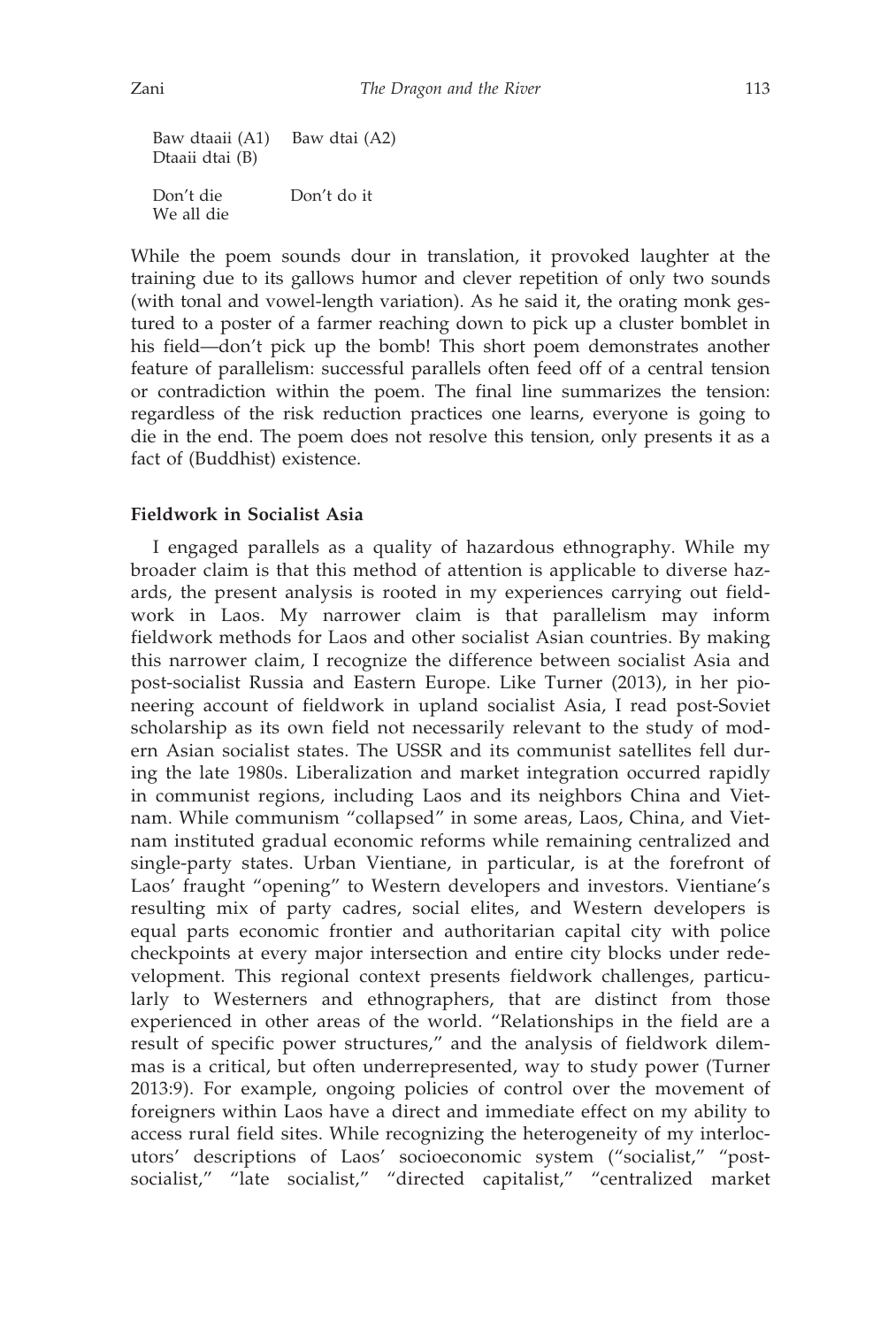Baw dtaaii (A1) Baw dtai (A2)
Dtaaii dtai (B)

Don't die Don't do it
We all die

While the poem sounds dour in translation, it provoked laughter at the training due to its gallows humor and clever repetition of only two sounds (with tonal and vowel-length variation). As he said it, the orating monk gestured to a poster of a farmer reaching down to pick up a cluster bomblet in his field—don't pick up the bomb! This short poem demonstrates another feature of parallelism: successful parallels often feed off of a central tension or contradiction within the poem. The final line summarizes the tension: regardless of the risk reduction practices one learns, everyone is going to die in the end. The poem does not resolve this tension, only presents it as a fact of (Buddhist) existence.

**Fieldwork in Socialist Asia**

I engaged parallels as a quality of hazardous ethnography. While my broader claim is that this method of attention is applicable to diverse hazards, the present analysis is rooted in my experiences carrying out fieldwork in Laos. My narrower claim is that parallelism may inform fieldwork methods for Laos and other socialist Asian countries. By making this narrower claim, I recognize the difference between socialist Asia and post-socialist Russia and Eastern Europe. Like Turner (2013), in her pioneering account of fieldwork in upland socialist Asia, I read post-Soviet scholarship as its own field not necessarily relevant to the study of modern Asian socialist states. The USSR and its communist satellites fell during the late 1980s. Liberalization and market integration occurred rapidly in communist regions, including Laos and its neighbors China and Vietnam. While communism "collapsed" in some areas, Laos, China, and Vietnam instituted gradual economic reforms while remaining centralized and single-party states. Urban Vientiane, in particular, is at the forefront of Laos' fraught "opening" to Western developers and investors. Vientiane's resulting mix of party cadres, social elites, and Western developers is equal parts economic frontier and authoritarian capital city with police checkpoints at every major intersection and entire city blocks under redevelopment. This regional context presents fieldwork challenges, particularly to Westerners and ethnographers, that are distinct from those experienced in other areas of the world. "Relationships in the field are a result of specific power structures," and the analysis of fieldwork dilemmas is a critical, but often underrepresented, way to study power (Turner 2013:9). For example, ongoing policies of control over the movement of foreigners within Laos have a direct and immediate effect on my ability to access rural field sites. While recognizing the heterogeneity of my interlocutors' descriptions of Laos' socioeconomic system ("socialist," "post-socialist," "late socialist," "directed capitalist," "centralized market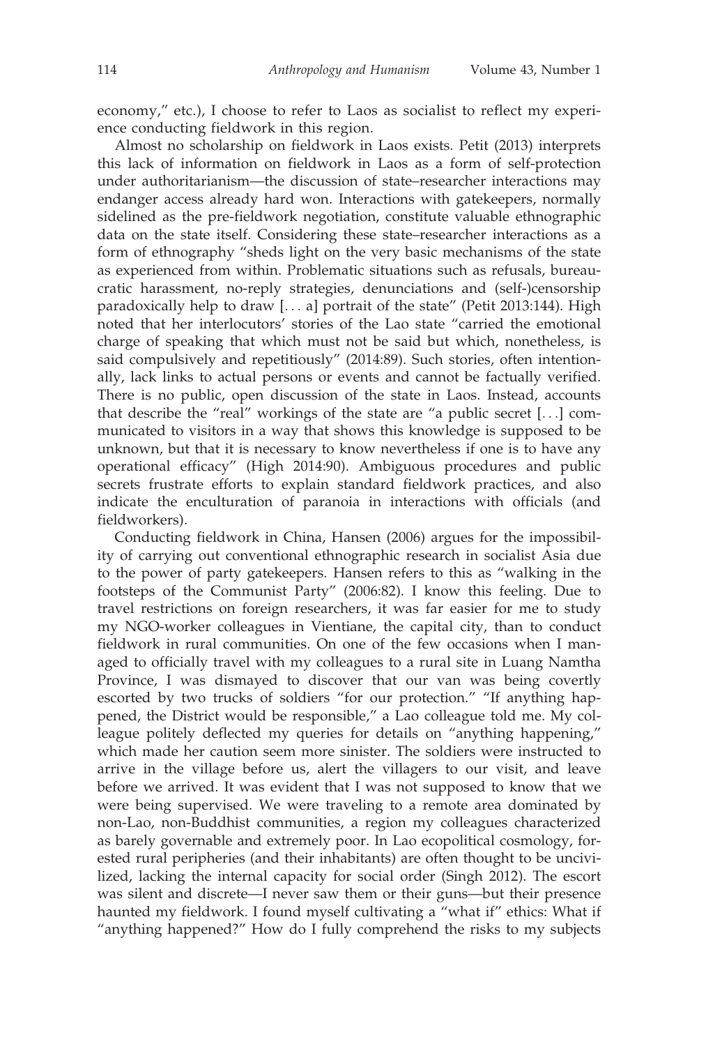economy," etc.), I choose to refer to Laos as socialist to reflect my experience conducting fieldwork in this region.

Almost no scholarship on fieldwork in Laos exists. Petit (2013) interprets this lack of information on fieldwork in Laos as a form of self-protection under authoritarianism—the discussion of state–researcher interactions may endanger access already hard won. Interactions with gatekeepers, normally sidelined as the pre-fieldwork negotiation, constitute valuable ethnographic data on the state itself. Considering these state–researcher interactions as a form of ethnography "sheds light on the very basic mechanisms of the state as experienced from within. Problematic situations such as refusals, bureaucratic harassment, no-reply strategies, denunciations and (self-)censorship paradoxically help to draw [. . . a] portrait of the state" (Petit 2013:144). High noted that her interlocutors' stories of the Lao state "carried the emotional charge of speaking that which must not be said but which, nonetheless, is said compulsively and repetitiously" (2014:89). Such stories, often intentionally, lack links to actual persons or events and cannot be factually verified. There is no public, open discussion of the state in Laos. Instead, accounts that describe the "real" workings of the state are "a public secret [. . .] communicated to visitors in a way that shows this knowledge is supposed to be unknown, but that it is necessary to know nevertheless if one is to have any operational efficacy" (High 2014:90). Ambiguous procedures and public secrets frustrate efforts to explain standard fieldwork practices, and also indicate the enculturation of paranoia in interactions with officials (and fieldworkers).

Conducting fieldwork in China, Hansen (2006) argues for the impossibility of carrying out conventional ethnographic research in socialist Asia due to the power of party gatekeepers. Hansen refers to this as "walking in the footsteps of the Communist Party" (2006:82). I know this feeling. Due to travel restrictions on foreign researchers, it was far easier for me to study my NGO-worker colleagues in Vientiane, the capital city, than to conduct fieldwork in rural communities. On one of the few occasions when I managed to officially travel with my colleagues to a rural site in Luang Namtha Province, I was dismayed to discover that our van was being covertly escorted by two trucks of soldiers "for our protection." "If anything happened, the District would be responsible," a Lao colleague told me. My colleague politely deflected my queries for details on "anything happening," which made her caution seem more sinister. The soldiers were instructed to arrive in the village before us, alert the villagers to our visit, and leave before we arrived. It was evident that I was not supposed to know that we were being supervised. We were traveling to a remote area dominated by non-Lao, non-Buddhist communities, a region my colleagues characterized as barely governable and extremely poor. In Lao ecopolitical cosmology, forested rural peripheries (and their inhabitants) are often thought to be uncivilized, lacking the internal capacity for social order (Singh 2012). The escort was silent and discrete—I never saw them or their guns—but their presence haunted my fieldwork. I found myself cultivating a "what if" ethics: What if "anything happened?" How do I fully comprehend the risks to my subjects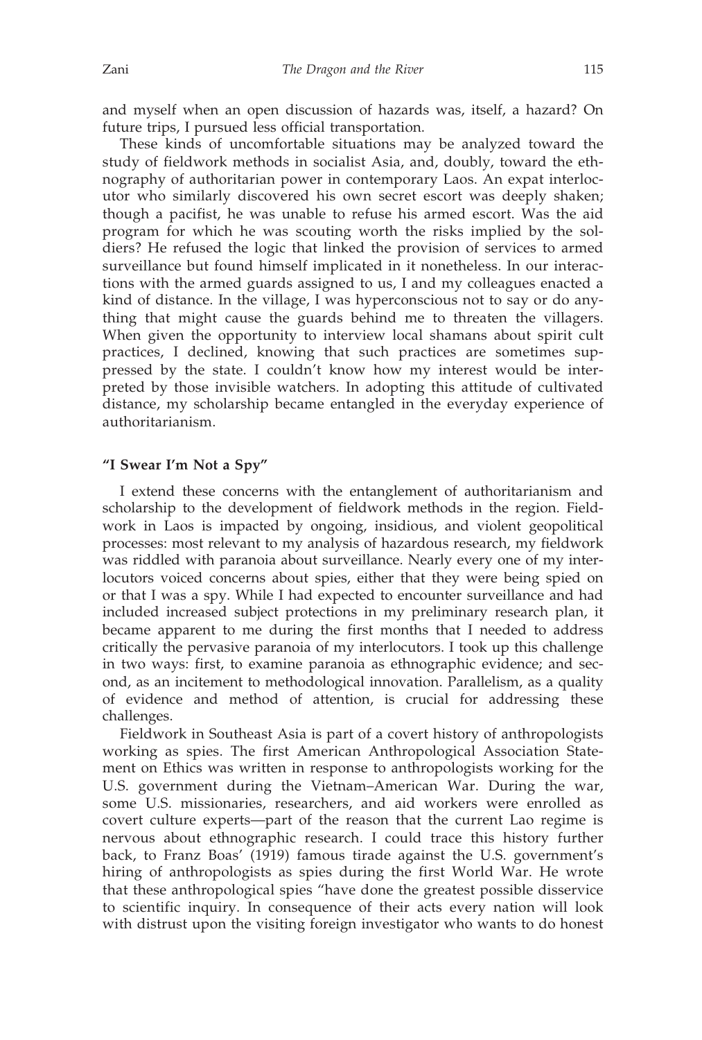and myself when an open discussion of hazards was, itself, a hazard? On future trips, I pursued less official transportation.

These kinds of uncomfortable situations may be analyzed toward the study of fieldwork methods in socialist Asia, and, doubly, toward the ethnography of authoritarian power in contemporary Laos. An expat interlocutor who similarly discovered his own secret escort was deeply shaken; though a pacifist, he was unable to refuse his armed escort. Was the aid program for which he was scouting worth the risks implied by the soldiers? He refused the logic that linked the provision of services to armed surveillance but found himself implicated in it nonetheless. In our interactions with the armed guards assigned to us, I and my colleagues enacted a kind of distance. In the village, I was hyperconscious not to say or do anything that might cause the guards behind me to threaten the villagers. When given the opportunity to interview local shamans about spirit cult practices, I declined, knowing that such practices are sometimes suppressed by the state. I couldn't know how my interest would be interpreted by those invisible watchers. In adopting this attitude of cultivated distance, my scholarship became entangled in the everyday experience of authoritarianism.

### "I Swear I'm Not a Spy"

I extend these concerns with the entanglement of authoritarianism and scholarship to the development of fieldwork methods in the region. Fieldwork in Laos is impacted by ongoing, insidious, and violent geopolitical processes: most relevant to my analysis of hazardous research, my fieldwork was riddled with paranoia about surveillance. Nearly every one of my interlocutors voiced concerns about spies, either that they were being spied on or that I was a spy. While I had expected to encounter surveillance and had included increased subject protections in my preliminary research plan, it became apparent to me during the first months that I needed to address critically the pervasive paranoia of my interlocutors. I took up this challenge in two ways: first, to examine paranoia as ethnographic evidence; and second, as an incitement to methodological innovation. Parallelism, as a quality of evidence and method of attention, is crucial for addressing these challenges.

Fieldwork in Southeast Asia is part of a covert history of anthropologists working as spies. The first American Anthropological Association Statement on Ethics was written in response to anthropologists working for the U.S. government during the Vietnam–American War. During the war, some U.S. missionaries, researchers, and aid workers were enrolled as covert culture experts—part of the reason that the current Lao regime is nervous about ethnographic research. I could trace this history further back, to Franz Boas' (1919) famous tirade against the U.S. government's hiring of anthropologists as spies during the first World War. He wrote that these anthropological spies "have done the greatest possible disservice to scientific inquiry. In consequence of their acts every nation will look with distrust upon the visiting foreign investigator who wants to do honest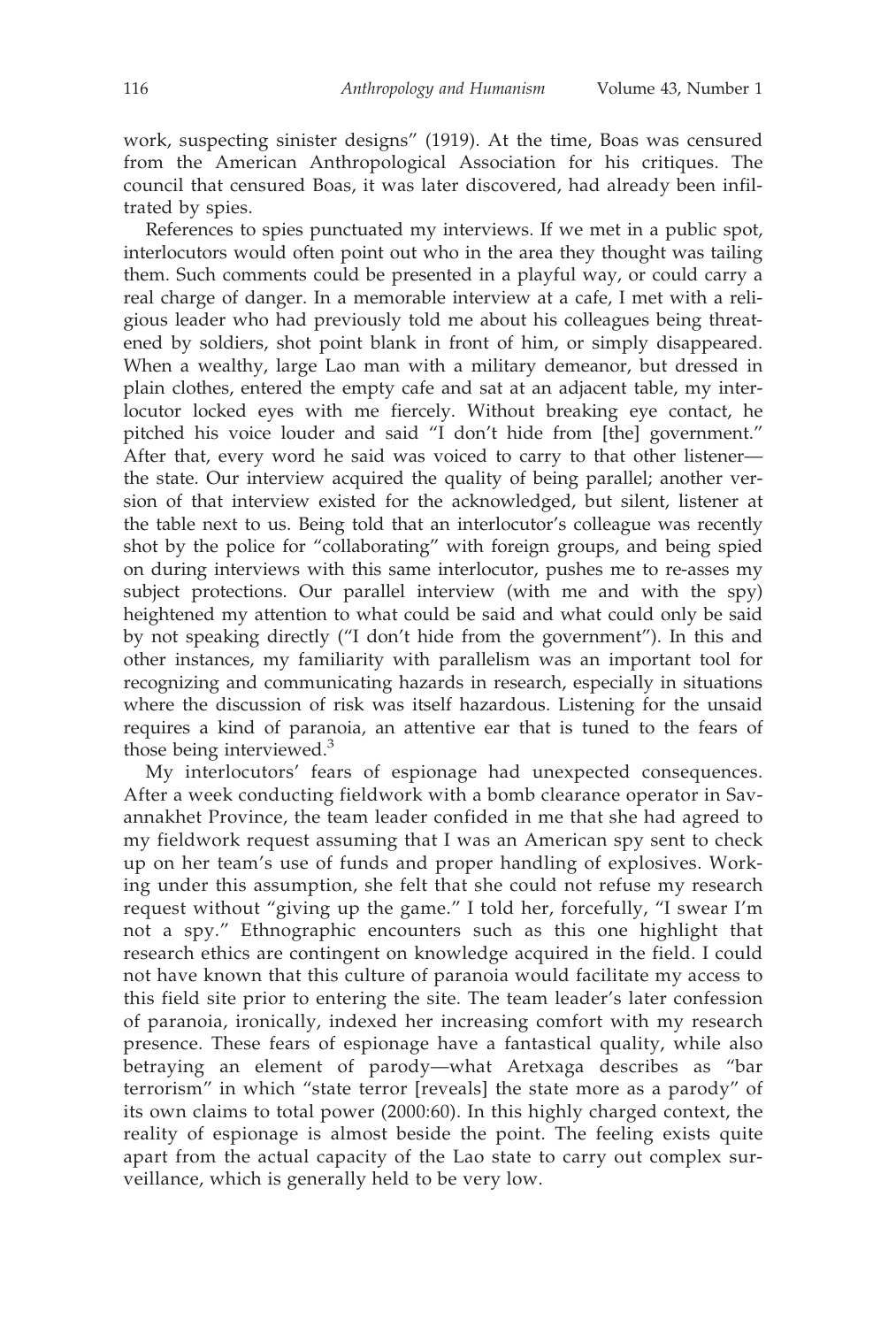work, suspecting sinister designs" (1919). At the time, Boas was censured from the American Anthropological Association for his critiques. The council that censured Boas, it was later discovered, had already been infiltrated by spies.

References to spies punctuated my interviews. If we met in a public spot, interlocutors would often point out who in the area they thought was tailing them. Such comments could be presented in a playful way, or could carry a real charge of danger. In a memorable interview at a cafe, I met with a religious leader who had previously told me about his colleagues being threatened by soldiers, shot point blank in front of him, or simply disappeared. When a wealthy, large Lao man with a military demeanor, but dressed in plain clothes, entered the empty cafe and sat at an adjacent table, my interlocutor locked eyes with me fiercely. Without breaking eye contact, he pitched his voice louder and said "I don't hide from [the] government." After that, every word he said was voiced to carry to that other listener—the state. Our interview acquired the quality of being parallel; another version of that interview existed for the acknowledged, but silent, listener at the table next to us. Being told that an interlocutor's colleague was recently shot by the police for "collaborating" with foreign groups, and being spied on during interviews with this same interlocutor, pushes me to re-asses my subject protections. Our parallel interview (with me and with the spy) heightened my attention to what could be said and what could only be said by not speaking directly ("I don't hide from the government"). In this and other instances, my familiarity with parallelism was an important tool for recognizing and communicating hazards in research, especially in situations where the discussion of risk was itself hazardous. Listening for the unsaid requires a kind of paranoia, an attentive ear that is tuned to the fears of those being interviewed.[3]

My interlocutors' fears of espionage had unexpected consequences. After a week conducting fieldwork with a bomb clearance operator in Savannakhet Province, the team leader confided in me that she had agreed to my fieldwork request assuming that I was an American spy sent to check up on her team's use of funds and proper handling of explosives. Working under this assumption, she felt that she could not refuse my research request without "giving up the game." I told her, forcefully, "I swear I'm not a spy." Ethnographic encounters such as this one highlight that research ethics are contingent on knowledge acquired in the field. I could not have known that this culture of paranoia would facilitate my access to this field site prior to entering the site. The team leader's later confession of paranoia, ironically, indexed her increasing comfort with my research presence. These fears of espionage have a fantastical quality, while also betraying an element of parody—what Aretxaga describes as "bar terrorism" in which "state terror [reveals] the state more as a parody" of its own claims to total power (2000:60). In this highly charged context, the reality of espionage is almost beside the point. The feeling exists quite apart from the actual capacity of the Lao state to carry out complex surveillance, which is generally held to be very low.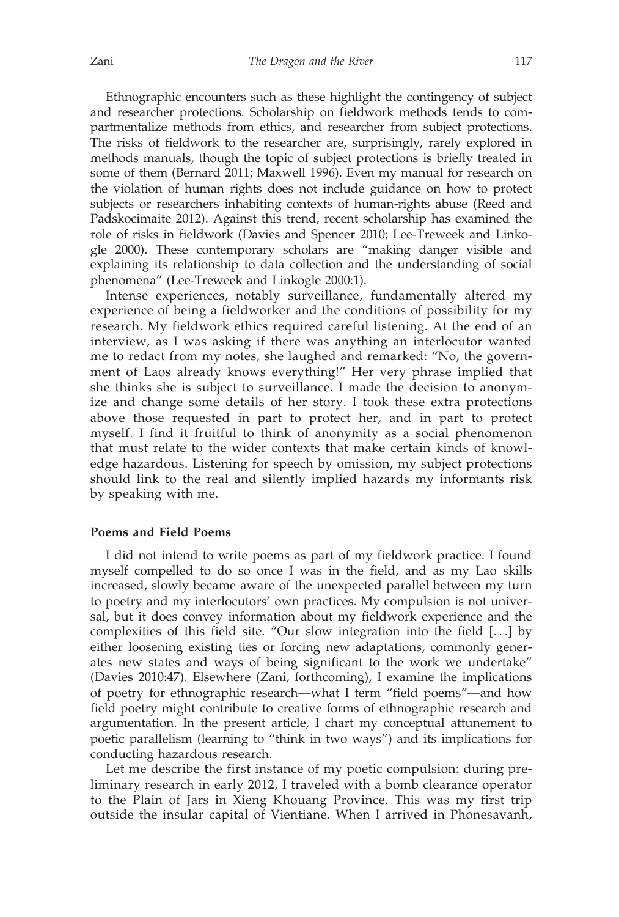Ethnographic encounters such as these highlight the contingency of subject and researcher protections. Scholarship on fieldwork methods tends to compartmentalize methods from ethics, and researcher from subject protections. The risks of fieldwork to the researcher are, surprisingly, rarely explored in methods manuals, though the topic of subject protections is briefly treated in some of them (Bernard 2011; Maxwell 1996). Even my manual for research on the violation of human rights does not include guidance on how to protect subjects or researchers inhabiting contexts of human-rights abuse (Reed and Padskocimaite 2012). Against this trend, recent scholarship has examined the role of risks in fieldwork (Davies and Spencer 2010; Lee-Treweek and Linkogle 2000). These contemporary scholars are "making danger visible and explaining its relationship to data collection and the understanding of social phenomena" (Lee-Treweek and Linkogle 2000:1).

Intense experiences, notably surveillance, fundamentally altered my experience of being a fieldworker and the conditions of possibility for my research. My fieldwork ethics required careful listening. At the end of an interview, as I was asking if there was anything an interlocutor wanted me to redact from my notes, she laughed and remarked: "No, the government of Laos already knows everything!" Her very phrase implied that she thinks she is subject to surveillance. I made the decision to anonymize and change some details of her story. I took these extra protections above those requested in part to protect her, and in part to protect myself. I find it fruitful to think of anonymity as a social phenomenon that must relate to the wider contexts that make certain kinds of knowledge hazardous. Listening for speech by omission, my subject protections should link to the real and silently implied hazards my informants risk by speaking with me.

## Poems and Field Poems

I did not intend to write poems as part of my fieldwork practice. I found myself compelled to do so once I was in the field, and as my Lao skills increased, slowly became aware of the unexpected parallel between my turn to poetry and my interlocutors' own practices. My compulsion is not universal, but it does convey information about my fieldwork experience and the complexities of this field site. "Our slow integration into the field [...] by either loosening existing ties or forcing new adaptations, commonly generates new states and ways of being significant to the work we undertake" (Davies 2010:47). Elsewhere (Zani, forthcoming), I examine the implications of poetry for ethnographic research—what I term "field poems"—and how field poetry might contribute to creative forms of ethnographic research and argumentation. In the present article, I chart my conceptual attunement to poetic parallelism (learning to "think in two ways") and its implications for conducting hazardous research.

Let me describe the first instance of my poetic compulsion: during preliminary research in early 2012, I traveled with a bomb clearance operator to the Plain of Jars in Xieng Khouang Province. This was my first trip outside the insular capital of Vientiane. When I arrived in Phonesavanh,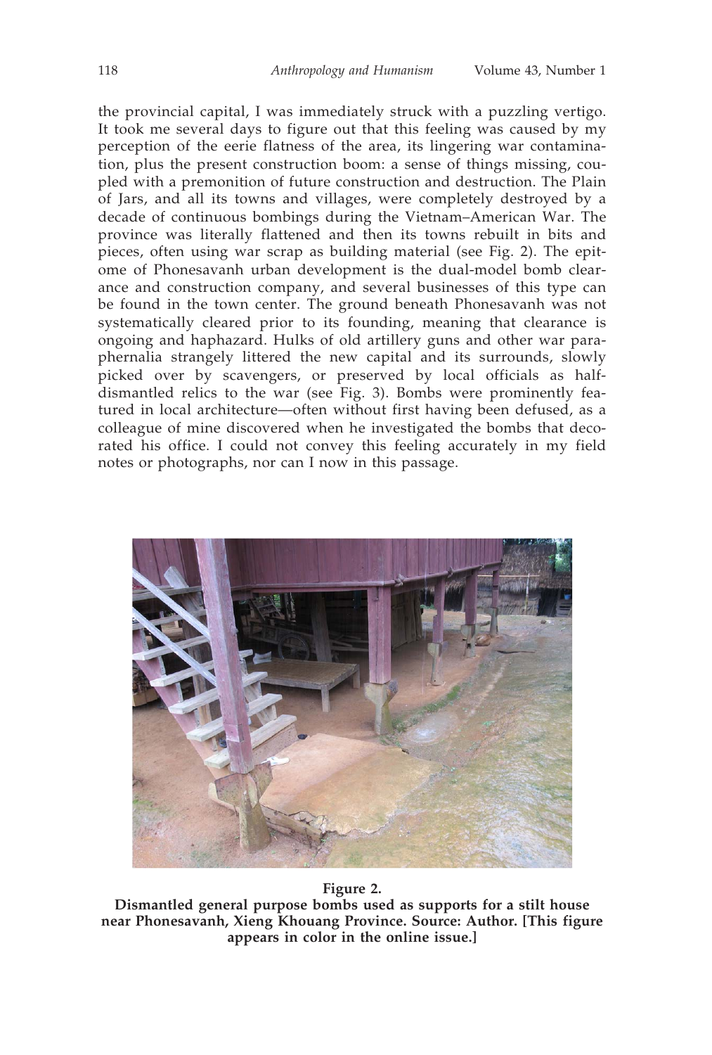the provincial capital, I was immediately struck with a puzzling vertigo. It took me several days to figure out that this feeling was caused by my perception of the eerie flatness of the area, its lingering war contamination, plus the present construction boom: a sense of things missing, coupled with a premonition of future construction and destruction. The Plain of Jars, and all its towns and villages, were completely destroyed by a decade of continuous bombings during the Vietnam–American War. The province was literally flattened and then its towns rebuilt in bits and pieces, often using war scrap as building material (see Fig. 2). The epitome of Phonesavanh urban development is the dual-model bomb clearance and construction company, and several businesses of this type can be found in the town center. The ground beneath Phonesavanh was not systematically cleared prior to its founding, meaning that clearance is ongoing and haphazard. Hulks of old artillery guns and other war paraphernalia strangely littered the new capital and its surrounds, slowly picked over by scavengers, or preserved by local officials as half-dismantled relics to the war (see Fig. 3). Bombs were prominently featured in local architecture—often without first having been defused, as a colleague of mine discovered when he investigated the bombs that decorated his office. I could not convey this feeling accurately in my field notes or photographs, nor can I now in this passage.

**Figure 2.**
**Dismantled general purpose bombs used as supports for a stilt house near Phonesavanh, Xieng Khouang Province. Source: Author. [This figure appears in color in the online issue.]**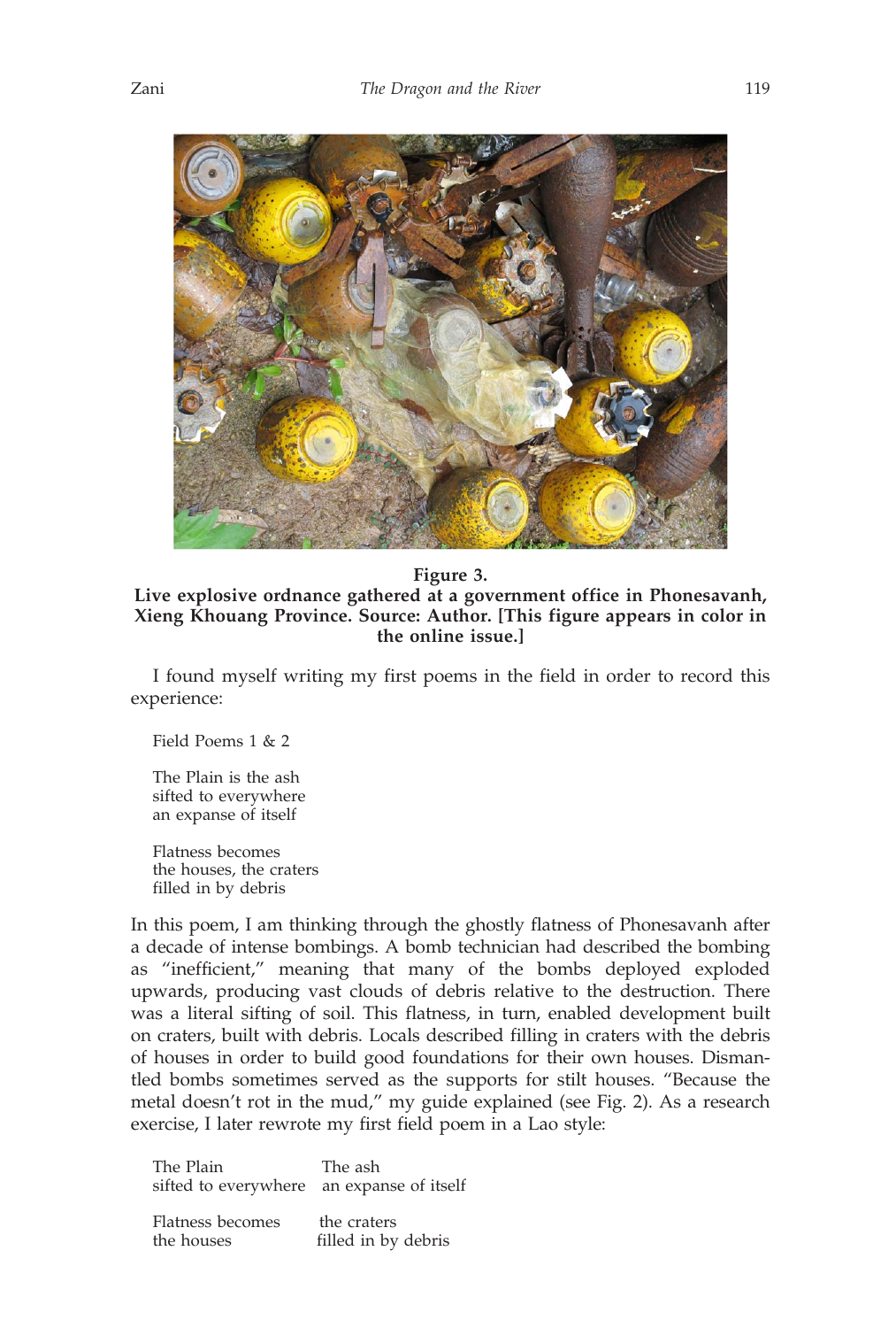**Figure 3.**
**Live explosive ordnance gathered at a government office in Phonesavanh, Xieng Khouang Province. Source: Author. [This figure appears in color in the online issue.]**

I found myself writing my first poems in the field in order to record this experience:

Field Poems 1 & 2

The Plain is the ash
sifted to everywhere
an expanse of itself

Flatness becomes
the houses, the craters
filled in by debris

In this poem, I am thinking through the ghostly flatness of Phonesavanh after a decade of intense bombings. A bomb technician had described the bombing as "inefficient," meaning that many of the bombs deployed exploded upwards, producing vast clouds of debris relative to the destruction. There was a literal sifting of soil. This flatness, in turn, enabled development built on craters, built with debris. Locals described filling in craters with the debris of houses in order to build good foundations for their own houses. Dismantled bombs sometimes served as the supports for stilt houses. "Because the metal doesn't rot in the mud," my guide explained (see Fig. 2). As a research exercise, I later rewrote my first field poem in a Lao style:

| | |
|---|---|
| The Plain<br>sifted to everywhere | The ash<br>an expanse of itself |
| Flatness becomes<br>the houses | the craters<br>filled in by debris |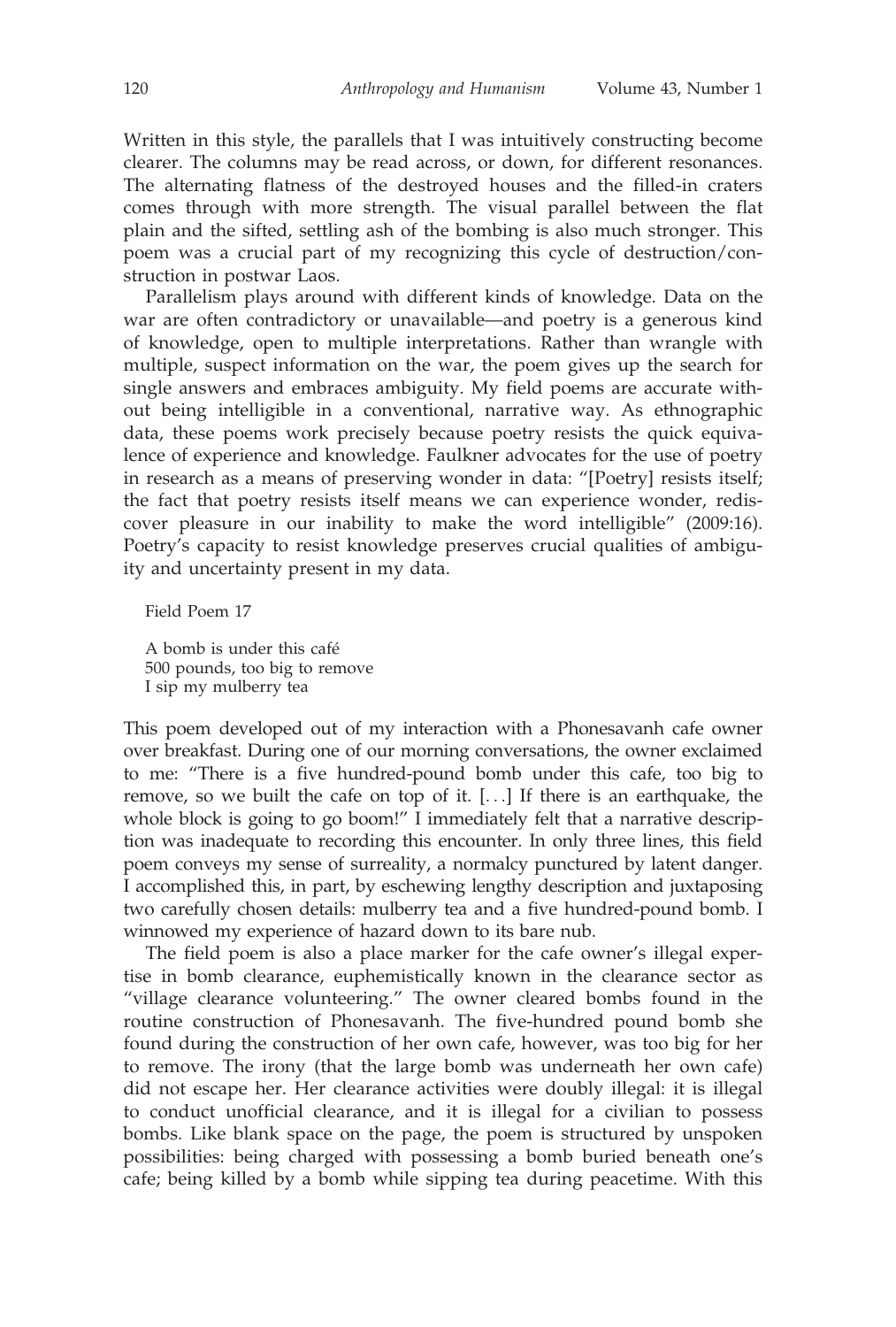Written in this style, the parallels that I was intuitively constructing become clearer. The columns may be read across, or down, for different resonances. The alternating flatness of the destroyed houses and the filled-in craters comes through with more strength. The visual parallel between the flat plain and the sifted, settling ash of the bombing is also much stronger. This poem was a crucial part of my recognizing this cycle of destruction/construction in postwar Laos.

Parallelism plays around with different kinds of knowledge. Data on the war are often contradictory or unavailable—and poetry is a generous kind of knowledge, open to multiple interpretations. Rather than wrangle with multiple, suspect information on the war, the poem gives up the search for single answers and embraces ambiguity. My field poems are accurate without being intelligible in a conventional, narrative way. As ethnographic data, these poems work precisely because poetry resists the quick equivalence of experience and knowledge. Faulkner advocates for the use of poetry in research as a means of preserving wonder in data: "[Poetry] resists itself; the fact that poetry resists itself means we can experience wonder, rediscover pleasure in our inability to make the word intelligible" (2009:16). Poetry's capacity to resist knowledge preserves crucial qualities of ambiguity and uncertainty present in my data.

Field Poem 17

A bomb is under this café  
500 pounds, too big to remove  
I sip my mulberry tea

This poem developed out of my interaction with a Phonesavanh cafe owner over breakfast. During one of our morning conversations, the owner exclaimed to me: "There is a five hundred-pound bomb under this cafe, too big to remove, so we built the cafe on top of it. [. . .] If there is an earthquake, the whole block is going to go boom!" I immediately felt that a narrative description was inadequate to recording this encounter. In only three lines, this field poem conveys my sense of surreality, a normalcy punctured by latent danger. I accomplished this, in part, by eschewing lengthy description and juxtaposing two carefully chosen details: mulberry tea and a five hundred-pound bomb. I winnowed my experience of hazard down to its bare nub.

The field poem is also a place marker for the cafe owner's illegal expertise in bomb clearance, euphemistically known in the clearance sector as "village clearance volunteering." The owner cleared bombs found in the routine construction of Phonesavanh. The five-hundred pound bomb she found during the construction of her own cafe, however, was too big for her to remove. The irony (that the large bomb was underneath her own cafe) did not escape her. Her clearance activities were doubly illegal: it is illegal to conduct unofficial clearance, and it is illegal for a civilian to possess bombs. Like blank space on the page, the poem is structured by unspoken possibilities: being charged with possessing a bomb buried beneath one's cafe; being killed by a bomb while sipping tea during peacetime. With this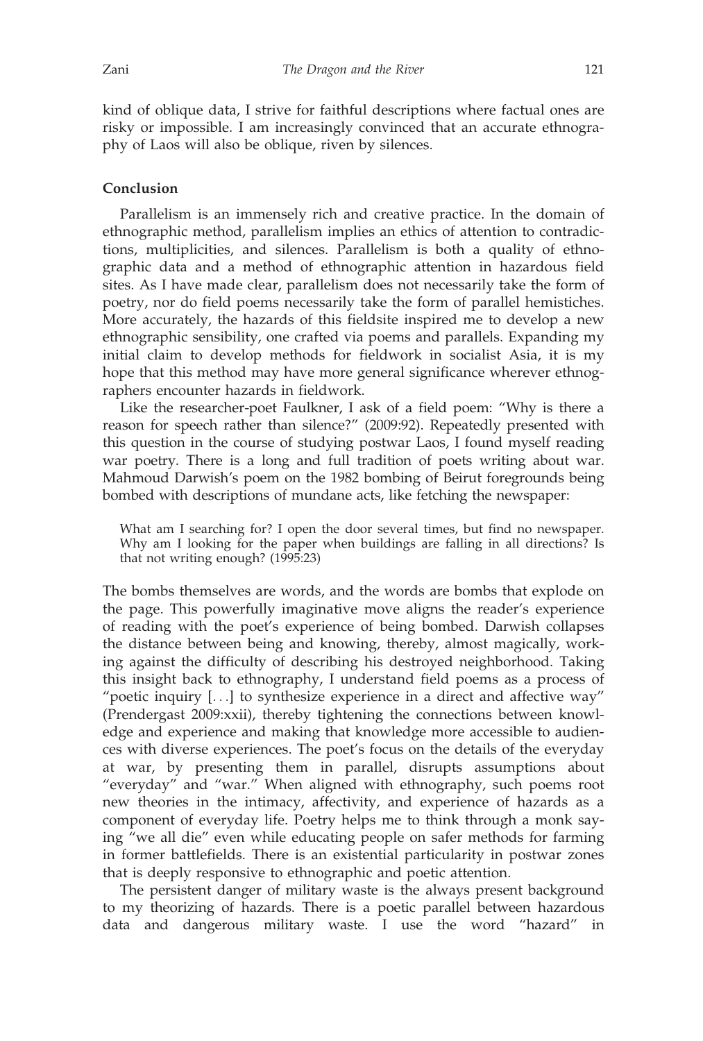kind of oblique data, I strive for faithful descriptions where factual ones are risky or impossible. I am increasingly convinced that an accurate ethnography of Laos will also be oblique, riven by silences.

## Conclusion

Parallelism is an immensely rich and creative practice. In the domain of ethnographic method, parallelism implies an ethics of attention to contradictions, multiplicities, and silences. Parallelism is both a quality of ethnographic data and a method of ethnographic attention in hazardous field sites. As I have made clear, parallelism does not necessarily take the form of poetry, nor do field poems necessarily take the form of parallel hemistiches. More accurately, the hazards of this fieldsite inspired me to develop a new ethnographic sensibility, one crafted via poems and parallels. Expanding my initial claim to develop methods for fieldwork in socialist Asia, it is my hope that this method may have more general significance wherever ethnographers encounter hazards in fieldwork.

Like the researcher-poet Faulkner, I ask of a field poem: "Why is there a reason for speech rather than silence?" (2009:92). Repeatedly presented with this question in the course of studying postwar Laos, I found myself reading war poetry. There is a long and full tradition of poets writing about war. Mahmoud Darwish's poem on the 1982 bombing of Beirut foregrounds being bombed with descriptions of mundane acts, like fetching the newspaper:

> What am I searching for? I open the door several times, but find no newspaper. Why am I looking for the paper when buildings are falling in all directions? Is that not writing enough? (1995:23)

The bombs themselves are words, and the words are bombs that explode on the page. This powerfully imaginative move aligns the reader's experience of reading with the poet's experience of being bombed. Darwish collapses the distance between being and knowing, thereby, almost magically, working against the difficulty of describing his destroyed neighborhood. Taking this insight back to ethnography, I understand field poems as a process of "poetic inquiry [...] to synthesize experience in a direct and affective way" (Prendergast 2009:xxii), thereby tightening the connections between knowledge and experience and making that knowledge more accessible to audiences with diverse experiences. The poet's focus on the details of the everyday at war, by presenting them in parallel, disrupts assumptions about "everyday" and "war." When aligned with ethnography, such poems root new theories in the intimacy, affectivity, and experience of hazards as a component of everyday life. Poetry helps me to think through a monk saying "we all die" even while educating people on safer methods for farming in former battlefields. There is an existential particularity in postwar zones that is deeply responsive to ethnographic and poetic attention.

The persistent danger of military waste is the always present background to my theorizing of hazards. There is a poetic parallel between hazardous data and dangerous military waste. I use the word "hazard" in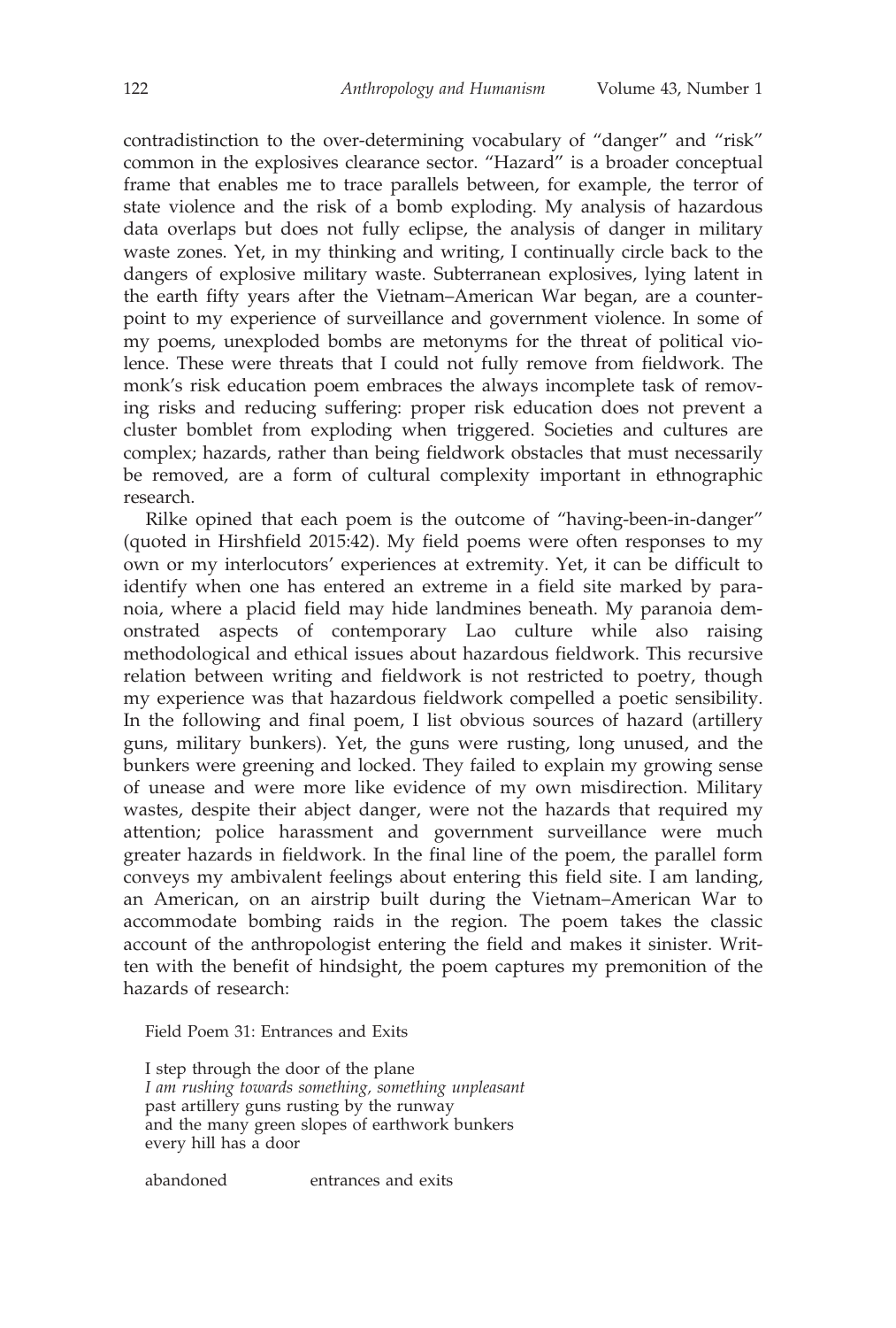contradistinction to the over-determining vocabulary of "danger" and "risk" common in the explosives clearance sector. "Hazard" is a broader conceptual frame that enables me to trace parallels between, for example, the terror of state violence and the risk of a bomb exploding. My analysis of hazardous data overlaps but does not fully eclipse, the analysis of danger in military waste zones. Yet, in my thinking and writing, I continually circle back to the dangers of explosive military waste. Subterranean explosives, lying latent in the earth fifty years after the Vietnam–American War began, are a counterpoint to my experience of surveillance and government violence. In some of my poems, unexploded bombs are metonyms for the threat of political violence. These were threats that I could not fully remove from fieldwork. The monk's risk education poem embraces the always incomplete task of removing risks and reducing suffering: proper risk education does not prevent a cluster bomblet from exploding when triggered. Societies and cultures are complex; hazards, rather than being fieldwork obstacles that must necessarily be removed, are a form of cultural complexity important in ethnographic research.

Rilke opined that each poem is the outcome of "having-been-in-danger" (quoted in Hirshfield 2015:42). My field poems were often responses to my own or my interlocutors' experiences at extremity. Yet, it can be difficult to identify when one has entered an extreme in a field site marked by paranoia, where a placid field may hide landmines beneath. My paranoia demonstrated aspects of contemporary Lao culture while also raising methodological and ethical issues about hazardous fieldwork. This recursive relation between writing and fieldwork is not restricted to poetry, though my experience was that hazardous fieldwork compelled a poetic sensibility. In the following and final poem, I list obvious sources of hazard (artillery guns, military bunkers). Yet, the guns were rusting, long unused, and the bunkers were greening and locked. They failed to explain my growing sense of unease and were more like evidence of my own misdirection. Military wastes, despite their abject danger, were not the hazards that required my attention; police harassment and government surveillance were much greater hazards in fieldwork. In the final line of the poem, the parallel form conveys my ambivalent feelings about entering this field site. I am landing, an American, on an airstrip built during the Vietnam–American War to accommodate bombing raids in the region. The poem takes the classic account of the anthropologist entering the field and makes it sinister. Written with the benefit of hindsight, the poem captures my premonition of the hazards of research:

Field Poem 31: Entrances and Exits

I step through the door of the plane
*I am rushing towards something, something unpleasant*
past artillery guns rusting by the runway
and the many green slopes of earthwork bunkers
every hill has a door

abandoned                entrances and exits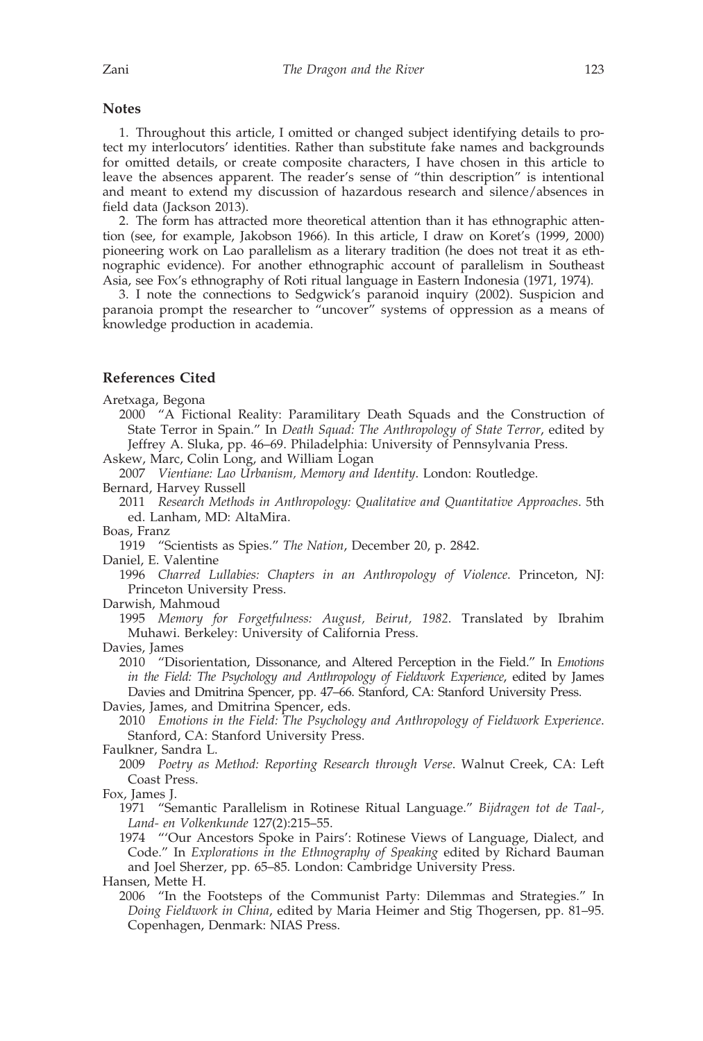## Notes

1. Throughout this article, I omitted or changed subject identifying details to protect my interlocutors' identities. Rather than substitute fake names and backgrounds for omitted details, or create composite characters, I have chosen in this article to leave the absences apparent. The reader's sense of "thin description" is intentional and meant to extend my discussion of hazardous research and silence/absences in field data (Jackson 2013).

2. The form has attracted more theoretical attention than it has ethnographic attention (see, for example, Jakobson 1966). In this article, I draw on Koret's (1999, 2000) pioneering work on Lao parallelism as a literary tradition (he does not treat it as ethnographic evidence). For another ethnographic account of parallelism in Southeast Asia, see Fox's ethnography of Roti ritual language in Eastern Indonesia (1971, 1974).

3. I note the connections to Sedgwick's paranoid inquiry (2002). Suspicion and paranoia prompt the researcher to "uncover" systems of oppression as a means of knowledge production in academia.

## References Cited

Aretxaga, Begona
: 2000 "A Fictional Reality: Paramilitary Death Squads and the Construction of State Terror in Spain." In *Death Squad: The Anthropology of State Terror*, edited by Jeffrey A. Sluka, pp. 46–69. Philadelphia: University of Pennsylvania Press.

Askew, Marc, Colin Long, and William Logan
: 2007 *Vientiane: Lao Urbanism, Memory and Identity*. London: Routledge.

Bernard, Harvey Russell
: 2011 *Research Methods in Anthropology: Qualitative and Quantitative Approaches*. 5th ed. Lanham, MD: AltaMira.

Boas, Franz
: 1919 "Scientists as Spies." *The Nation*, December 20, p. 2842.

Daniel, E. Valentine
: 1996 *Charred Lullabies: Chapters in an Anthropology of Violence*. Princeton, NJ: Princeton University Press.

Darwish, Mahmoud
: 1995 *Memory for Forgetfulness: August, Beirut, 1982*. Translated by Ibrahim Muhawi. Berkeley: University of California Press.

Davies, James
: 2010 "Disorientation, Dissonance, and Altered Perception in the Field." In *Emotions in the Field: The Psychology and Anthropology of Fieldwork Experience*, edited by James Davies and Dmitrina Spencer, pp. 47–66. Stanford, CA: Stanford University Press.

Davies, James, and Dmitrina Spencer, eds.
: 2010 *Emotions in the Field: The Psychology and Anthropology of Fieldwork Experience*. Stanford, CA: Stanford University Press.

Faulkner, Sandra L.
: 2009 *Poetry as Method: Reporting Research through Verse*. Walnut Creek, CA: Left Coast Press.

Fox, James J.
: 1971 "Semantic Parallelism in Rotinese Ritual Language." *Bijdragen tot de Taal-, Land- en Volkenkunde* 127(2):215–55.
: 1974 "'Our Ancestors Spoke in Pairs': Rotinese Views of Language, Dialect, and Code." In *Explorations in the Ethnography of Speaking* edited by Richard Bauman and Joel Sherzer, pp. 65–85. London: Cambridge University Press.

Hansen, Mette H.
: 2006 "In the Footsteps of the Communist Party: Dilemmas and Strategies." In *Doing Fieldwork in China*, edited by Maria Heimer and Stig Thogersen, pp. 81–95. Copenhagen, Denmark: NIAS Press.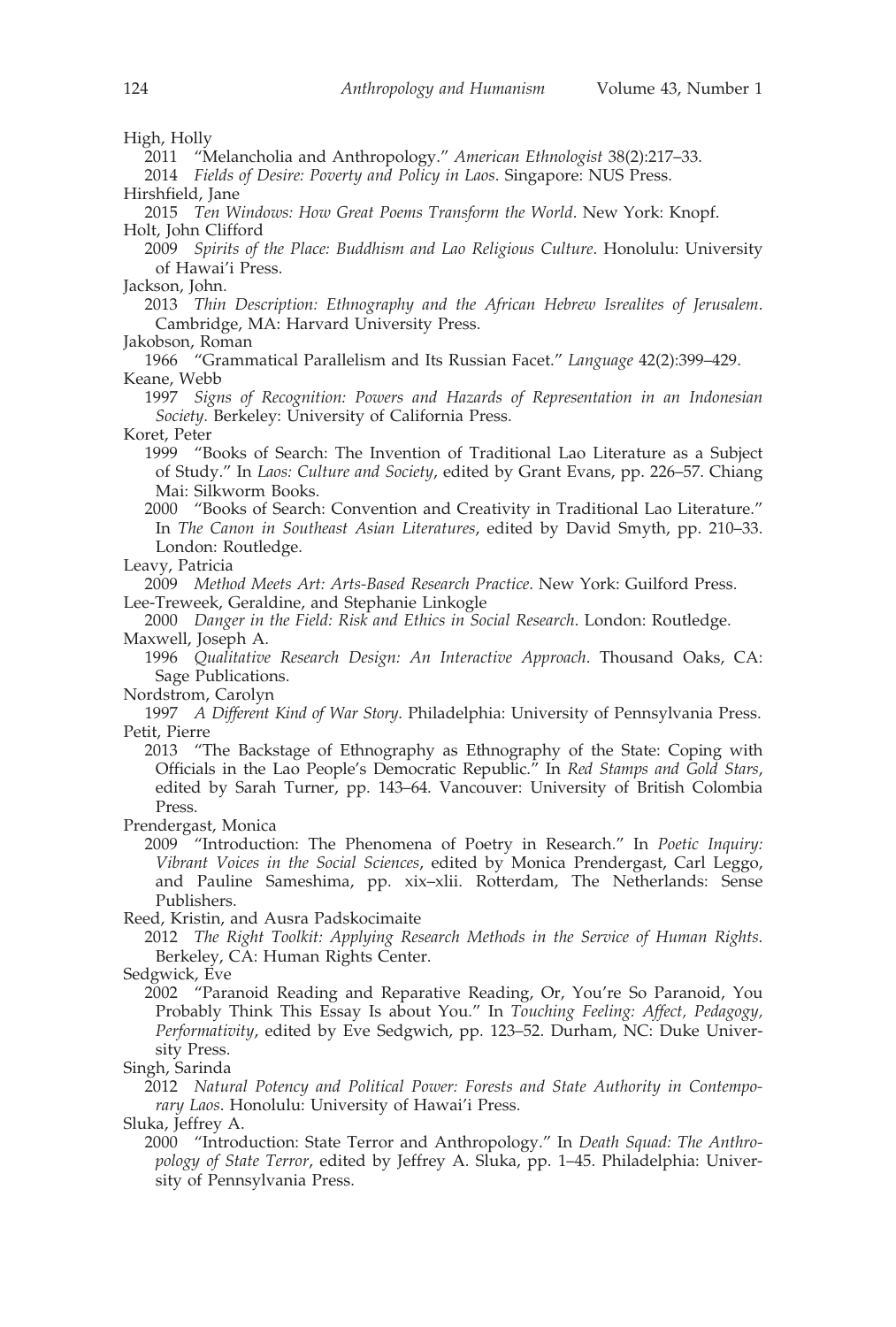High, Holly

2011 "Melancholia and Anthropology." *American Ethnologist* 38(2):217–33.

2014 *Fields of Desire: Poverty and Policy in Laos*. Singapore: NUS Press.

Hirshfield, Jane

2015 *Ten Windows: How Great Poems Transform the World*. New York: Knopf.

Holt, John Clifford

2009 *Spirits of the Place: Buddhism and Lao Religious Culture*. Honolulu: University of Hawai'i Press.

Jackson, John.

2013 *Thin Description: Ethnography and the African Hebrew Isrealites of Jerusalem*. Cambridge, MA: Harvard University Press.

Jakobson, Roman

1966 "Grammatical Parallelism and Its Russian Facet." *Language* 42(2):399–429.

Keane, Webb

1997 *Signs of Recognition: Powers and Hazards of Representation in an Indonesian Society*. Berkeley: University of California Press.

Koret, Peter

1999 "Books of Search: The Invention of Traditional Lao Literature as a Subject of Study." In *Laos: Culture and Society*, edited by Grant Evans, pp. 226–57. Chiang Mai: Silkworm Books.

2000 "Books of Search: Convention and Creativity in Traditional Lao Literature." In *The Canon in Southeast Asian Literatures*, edited by David Smyth, pp. 210–33. London: Routledge.

Leavy, Patricia

2009 *Method Meets Art: Arts-Based Research Practice*. New York: Guilford Press.

Lee-Treweek, Geraldine, and Stephanie Linkogle

2000 *Danger in the Field: Risk and Ethics in Social Research*. London: Routledge.

Maxwell, Joseph A.

1996 *Qualitative Research Design: An Interactive Approach*. Thousand Oaks, CA: Sage Publications.

Nordstrom, Carolyn

1997 *A Different Kind of War Story*. Philadelphia: University of Pennsylvania Press.

Petit, Pierre

2013 "The Backstage of Ethnography as Ethnography of the State: Coping with Officials in the Lao People's Democratic Republic." In *Red Stamps and Gold Stars*, edited by Sarah Turner, pp. 143–64. Vancouver: University of British Colombia Press.

Prendergast, Monica

2009 "Introduction: The Phenomena of Poetry in Research." In *Poetic Inquiry: Vibrant Voices in the Social Sciences*, edited by Monica Prendergast, Carl Leggo, and Pauline Sameshima, pp. xix–xlii. Rotterdam, The Netherlands: Sense Publishers.

Reed, Kristin, and Ausra Padskocimaite

2012 *The Right Toolkit: Applying Research Methods in the Service of Human Rights*. Berkeley, CA: Human Rights Center.

Sedgwick, Eve

2002 "Paranoid Reading and Reparative Reading, Or, You're So Paranoid, You Probably Think This Essay Is about You." In *Touching Feeling: Affect, Pedagogy, Performativity*, edited by Eve Sedgwich, pp. 123–52. Durham, NC: Duke University Press.

Singh, Sarinda

2012 *Natural Potency and Political Power: Forests and State Authority in Contemporary Laos*. Honolulu: University of Hawai'i Press.

Sluka, Jeffrey A.

2000 "Introduction: State Terror and Anthropology." In *Death Squad: The Anthropology of State Terror*, edited by Jeffrey A. Sluka, pp. 1–45. Philadelphia: University of Pennsylvania Press.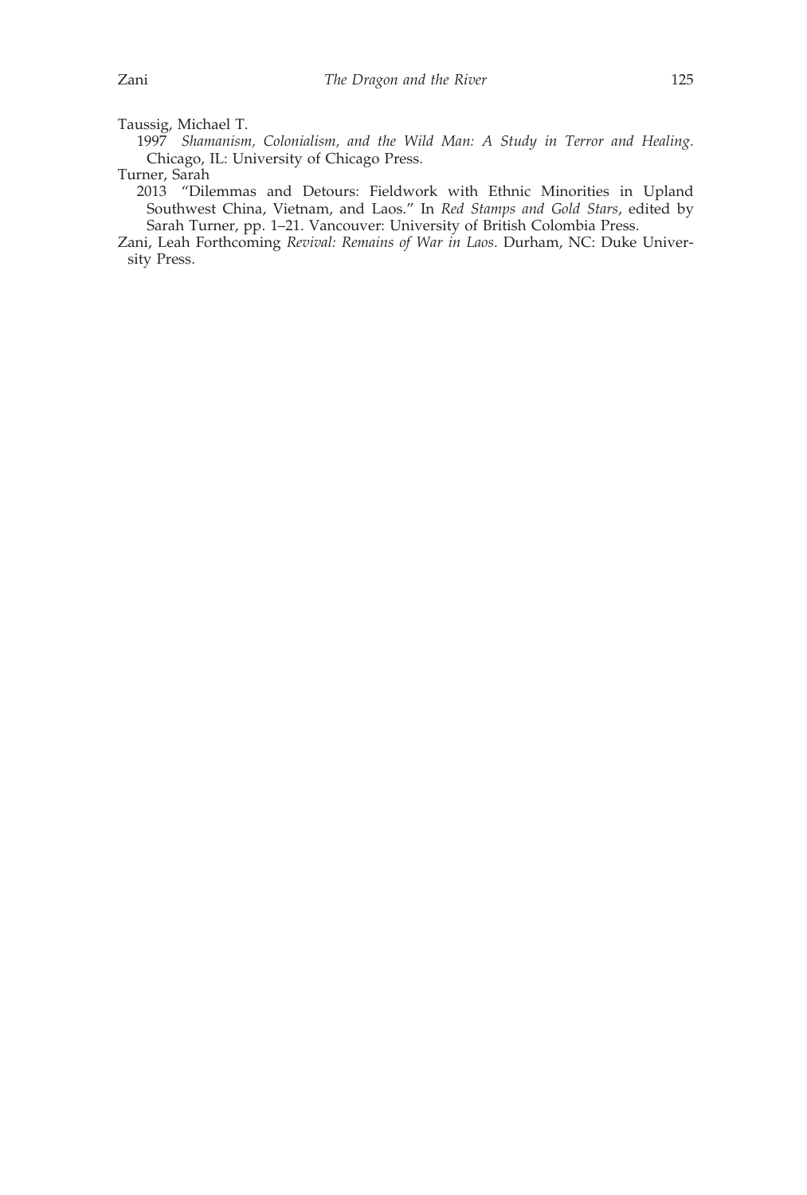Taussig, Michael T.

1997 *Shamanism, Colonialism, and the Wild Man: A Study in Terror and Healing.* Chicago, IL: University of Chicago Press.

Turner, Sarah

2013 "Dilemmas and Detours: Fieldwork with Ethnic Minorities in Upland Southwest China, Vietnam, and Laos." In *Red Stamps and Gold Stars*, edited by Sarah Turner, pp. 1–21. Vancouver: University of British Colombia Press.

Zani, Leah Forthcoming *Revival: Remains of War in Laos*. Durham, NC: Duke University Press.